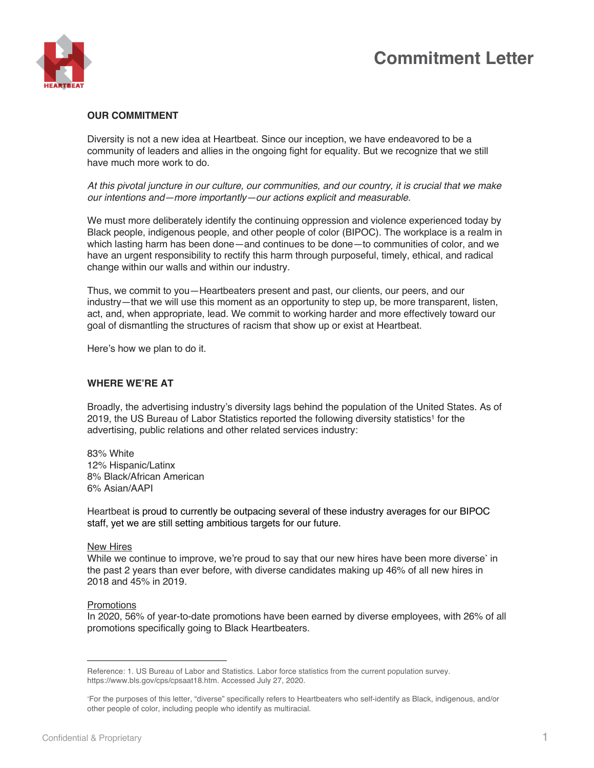# Commitment Letter

## OUR COMMITMENT

Diversity is not a new idea at Heartbeat. Since our inception, we have endeavored to be a community of leaders and allies in the ongoing fight for equality. But we recognize that we still have much more work to do.

*At this pivotal juncture in our culture, our communities, and our country, it is crucial that we make our intentions and—more importantly—our actions explicit and measurable.*

We must more deliberately identify the continuing oppression and violence experienced today by Black people, indigenous people, and other people of color (BIPOC). The workplace is a realm in which lasting harm has been done—and continues to be done—to communities of color, and we have an urgent responsibility to rectify this harm through purposeful, timely, ethical, and radical change within our walls and within our industry.

Thus, we commit to you—Heartbeaters present and past, our clients, our peers, and our industry—that we will use this moment as an opportunity to step up, be more transparent, listen, act, and, when appropriate, lead. We commit to working harder and more effectively toward our goal of dismantling the structures of racism that show up or exist at Heartbeat.

Here's how we plan to do it.

## WHERE WE'RE AT

Broadly, the advertising industry's diversity lags behind the population of the United States. As of 2019, the US Bureau of Labor Statistics reported the following diversity statistics[1] for the advertising, public relations and other related services industry:

83% White
12% Hispanic/Latinx
8% Black/African American
6% Asian/AAPI

Heartbeat is proud to currently be outpacing several of these industry averages for our BIPOC staff, yet we are still setting ambitious targets for our future.

<u>New Hires</u>
While we continue to improve, we're proud to say that our new hires have been more diverse* in the past 2 years than ever before, with diverse candidates making up 46% of all new hires in 2018 and 45% in 2019.

<u>Promotions</u>
In 2020, 56% of year-to-date promotions have been earned by diverse employees, with 26% of all promotions specifically going to Black Heartbeaters.

---

Reference: 1. US Bureau of Labor and Statistics. Labor force statistics from the current population survey. https://www.bls.gov/cps/cpsaat18.htm. Accessed July 27, 2020.

*For the purposes of this letter, "diverse" specifically refers to Heartbeaters who self-identify as Black, indigenous, and/or other people of color, including people who identify as multiracial.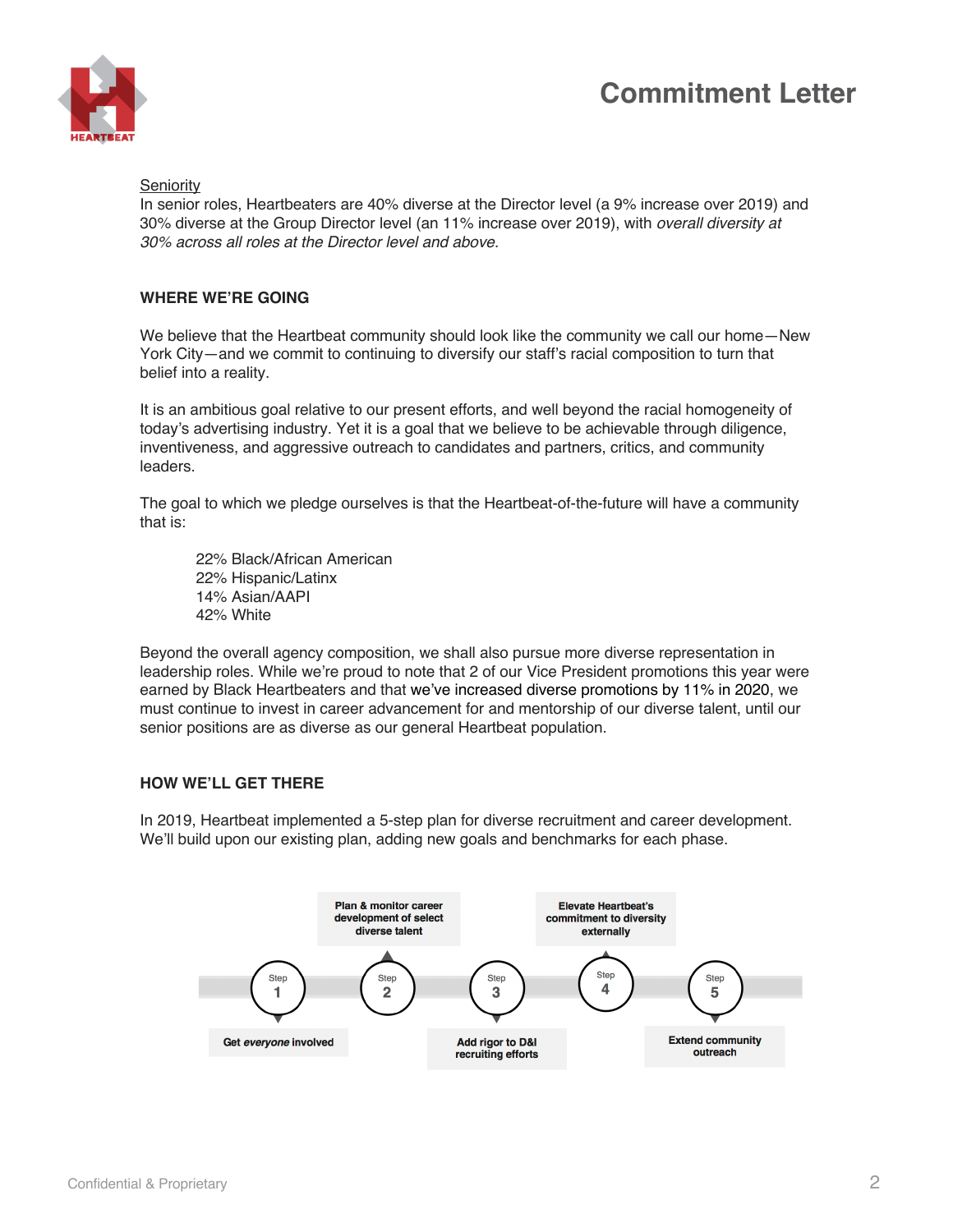Seniority

In senior roles, Heartbeaters are 40% diverse at the Director level (a 9% increase over 2019) and 30% diverse at the Group Director level (an 11% increase over 2019), with *overall diversity at 30% across all roles at the Director level and above*.

## WHERE WE'RE GOING

We believe that the Heartbeat community should look like the community we call our home—New York City—and we commit to continuing to diversify our staff's racial composition to turn that belief into a reality.

It is an ambitious goal relative to our present efforts, and well beyond the racial homogeneity of today's advertising industry. Yet it is a goal that we believe to be achievable through diligence, inventiveness, and aggressive outreach to candidates and partners, critics, and community leaders.

The goal to which we pledge ourselves is that the Heartbeat-of-the-future will have a community that is:

22% Black/African American
22% Hispanic/Latinx
14% Asian/AAPI
42% White

Beyond the overall agency composition, we shall also pursue more diverse representation in leadership roles. While we're proud to note that 2 of our Vice President promotions this year were earned by Black Heartbeaters and that we've increased diverse promotions by 11% in 2020, we must continue to invest in career advancement for and mentorship of our diverse talent, until our senior positions are as diverse as our general Heartbeat population.

## HOW WE'LL GET THERE

In 2019, Heartbeat implemented a 5-step plan for diverse recruitment and career development. We'll build upon our existing plan, adding new goals and benchmarks for each phase.

- Step 1: Get *everyone* involved
- Step 2: Plan & monitor career development of select diverse talent
- Step 3: Add rigor to D&I recruiting efforts
- Step 4: Elevate Heartbeat's commitment to diversity externally
- Step 5: Extend community outreach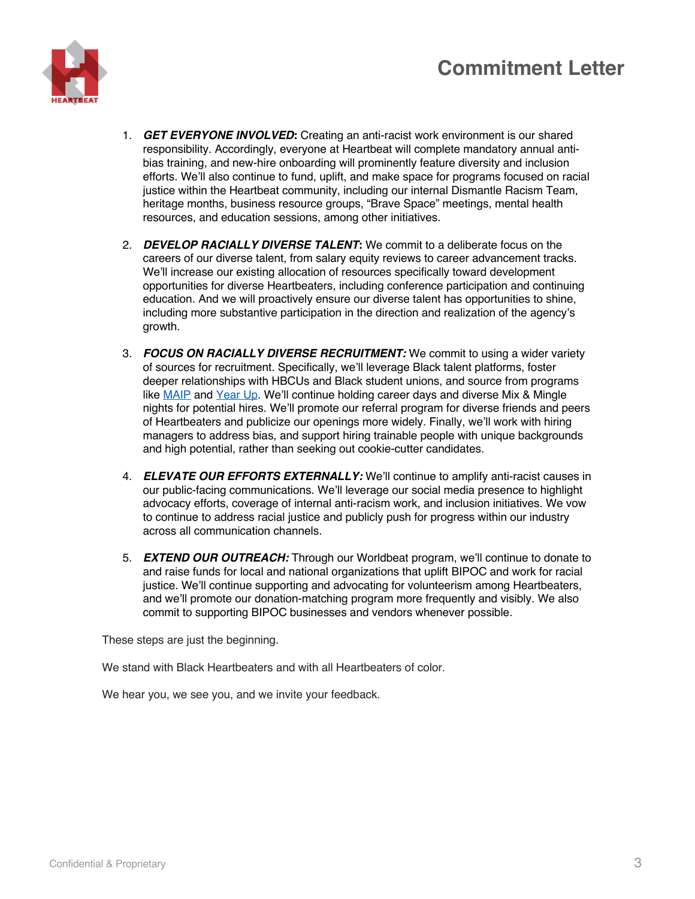# Commitment Letter

1. ***GET EVERYONE INVOLVED*****:** Creating an anti-racist work environment is our shared responsibility. Accordingly, everyone at Heartbeat will complete mandatory annual anti-bias training, and new-hire onboarding will prominently feature diversity and inclusion efforts. We'll also continue to fund, uplift, and make space for programs focused on racial justice within the Heartbeat community, including our internal Dismantle Racism Team, heritage months, business resource groups, "Brave Space" meetings, mental health resources, and education sessions, among other initiatives.

2. ***DEVELOP RACIALLY DIVERSE TALENT*****:** We commit to a deliberate focus on the careers of our diverse talent, from salary equity reviews to career advancement tracks. We'll increase our existing allocation of resources specifically toward development opportunities for diverse Heartbeaters, including conference participation and continuing education. And we will proactively ensure our diverse talent has opportunities to shine, including more substantive participation in the direction and realization of the agency's growth.

3. ***FOCUS ON RACIALLY DIVERSE RECRUITMENT:*** We commit to using a wider variety of sources for recruitment. Specifically, we'll leverage Black talent platforms, foster deeper relationships with HBCUs and Black student unions, and source from programs like MAIP and Year Up. We'll continue holding career days and diverse Mix & Mingle nights for potential hires. We'll promote our referral program for diverse friends and peers of Heartbeaters and publicize our openings more widely. Finally, we'll work with hiring managers to address bias, and support hiring trainable people with unique backgrounds and high potential, rather than seeking out cookie-cutter candidates.

4. ***ELEVATE OUR EFFORTS EXTERNALLY:*** We'll continue to amplify anti-racist causes in our public-facing communications. We'll leverage our social media presence to highlight advocacy efforts, coverage of internal anti-racism work, and inclusion initiatives. We vow to continue to address racial justice and publicly push for progress within our industry across all communication channels.

5. ***EXTEND OUR OUTREACH:*** Through our Worldbeat program, we'll continue to donate to and raise funds for local and national organizations that uplift BIPOC and work for racial justice. We'll continue supporting and advocating for volunteerism among Heartbeaters, and we'll promote our donation-matching program more frequently and visibly. We also commit to supporting BIPOC businesses and vendors whenever possible.

These steps are just the beginning.

We stand with Black Heartbeaters and with all Heartbeaters of color.

We hear you, we see you, and we invite your feedback.